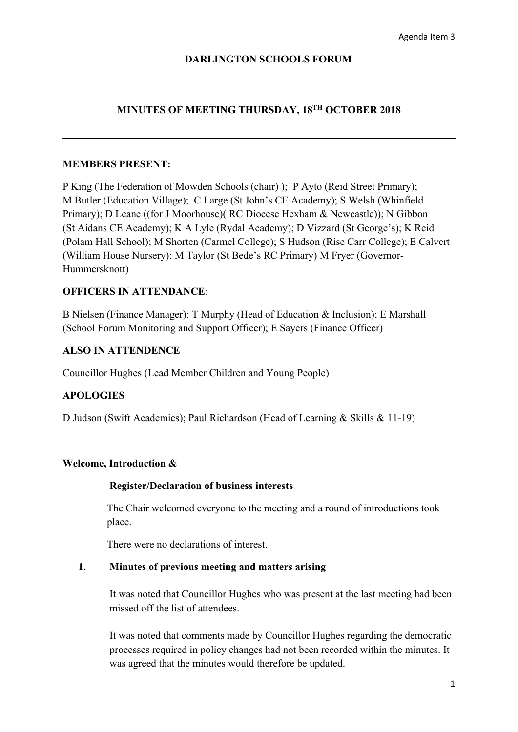# DARLINGTON SCHOOLS FORUM

## MINUTES OF MEETING THURSDAY, 18TH OCTOBER 2018

**MEMBERS PRESENT:**

P King (The Federation of Mowden Schools (chair) ); P Ayto (Reid Street Primary); M Butler (Education Village); C Large (St John's CE Academy); S Welsh (Whinfield Primary); D Leane ((for J Moorhouse)( RC Diocese Hexham & Newcastle)); N Gibbon (St Aidans CE Academy); K A Lyle (Rydal Academy); D Vizzard (St George's); K Reid (Polam Hall School); M Shorten (Carmel College); S Hudson (Rise Carr College); E Calvert (William House Nursery); M Taylor (St Bede's RC Primary) M Fryer (Governor-Hummersknott)

**OFFICERS IN ATTENDANCE**:

B Nielsen (Finance Manager); T Murphy (Head of Education & Inclusion); E Marshall (School Forum Monitoring and Support Officer); E Sayers (Finance Officer)

**ALSO IN ATTENDENCE**

Councillor Hughes (Lead Member Children and Young People)

**APOLOGIES**

D Judson (Swift Academies); Paul Richardson (Head of Learning & Skills & 11-19)

**Welcome, Introduction &**

**Register/Declaration of business interests**

The Chair welcomed everyone to the meeting and a round of introductions took place.

There were no declarations of interest.

**1. Minutes of previous meeting and matters arising**

It was noted that Councillor Hughes who was present at the last meeting had been missed off the list of attendees.

It was noted that comments made by Councillor Hughes regarding the democratic processes required in policy changes had not been recorded within the minutes. It was agreed that the minutes would therefore be updated.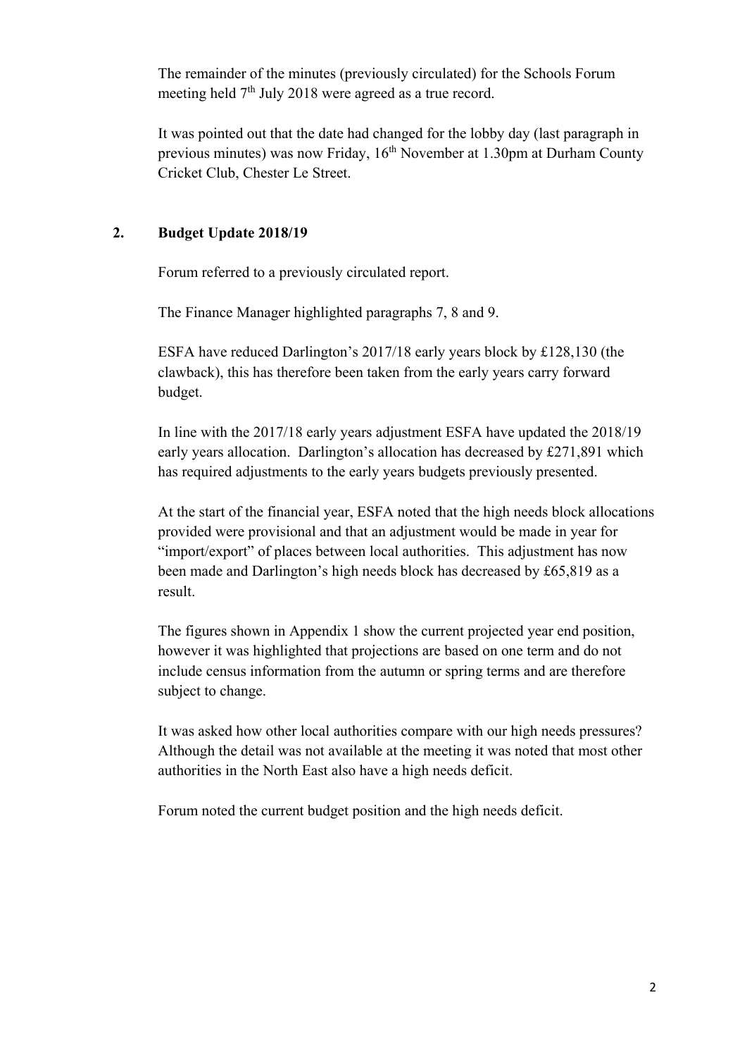The remainder of the minutes (previously circulated) for the Schools Forum meeting held 7th July 2018 were agreed as a true record.

It was pointed out that the date had changed for the lobby day (last paragraph in previous minutes) was now Friday, 16th November at 1.30pm at Durham County Cricket Club, Chester Le Street.

## 2. Budget Update 2018/19

Forum referred to a previously circulated report.

The Finance Manager highlighted paragraphs 7, 8 and 9.

ESFA have reduced Darlington's 2017/18 early years block by £128,130 (the clawback), this has therefore been taken from the early years carry forward budget.

In line with the 2017/18 early years adjustment ESFA have updated the 2018/19 early years allocation. Darlington's allocation has decreased by £271,891 which has required adjustments to the early years budgets previously presented.

At the start of the financial year, ESFA noted that the high needs block allocations provided were provisional and that an adjustment would be made in year for "import/export" of places between local authorities. This adjustment has now been made and Darlington's high needs block has decreased by £65,819 as a result.

The figures shown in Appendix 1 show the current projected year end position, however it was highlighted that projections are based on one term and do not include census information from the autumn or spring terms and are therefore subject to change.

It was asked how other local authorities compare with our high needs pressures? Although the detail was not available at the meeting it was noted that most other authorities in the North East also have a high needs deficit.

Forum noted the current budget position and the high needs deficit.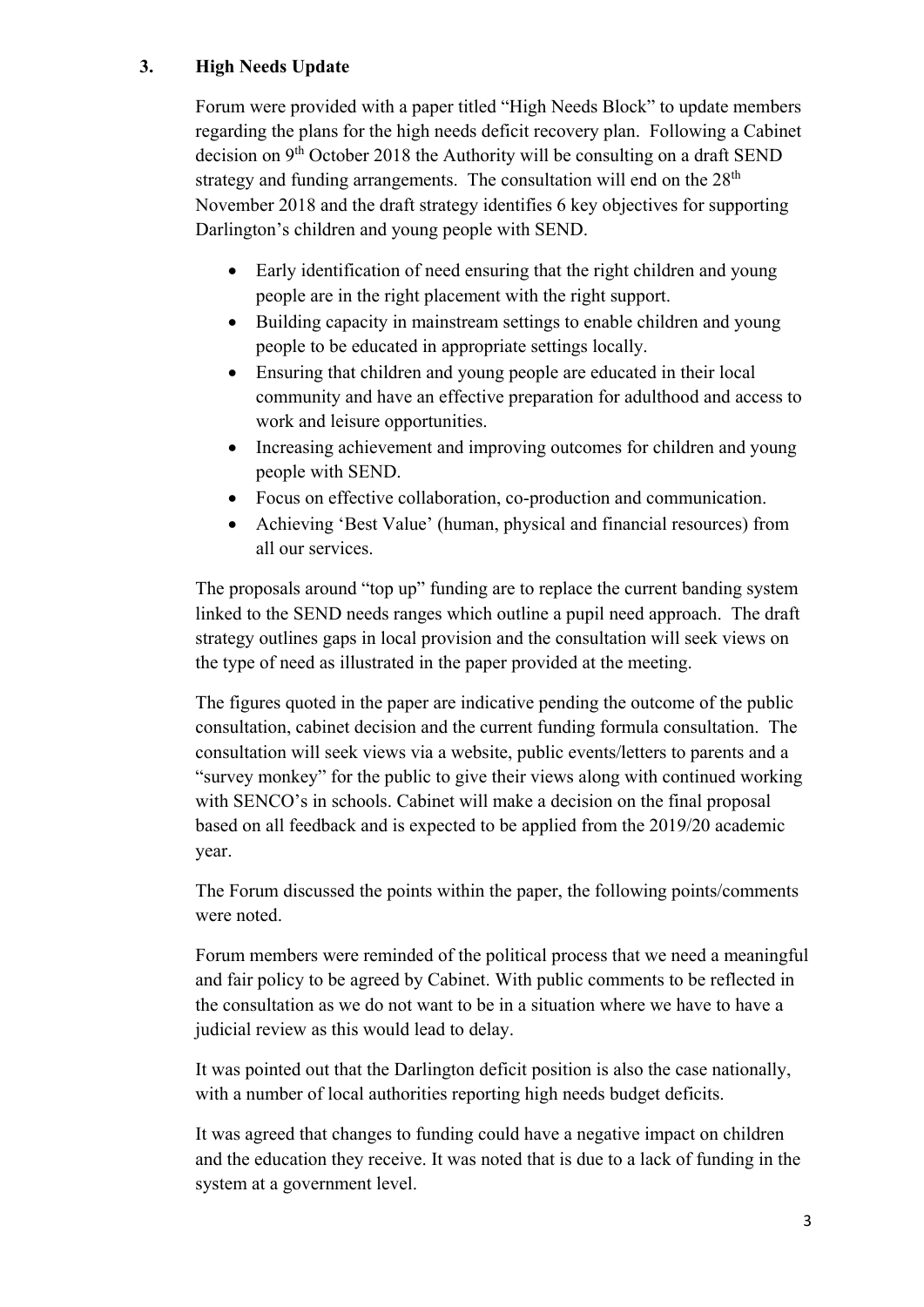### 3. High Needs Update

Forum were provided with a paper titled "High Needs Block" to update members regarding the plans for the high needs deficit recovery plan. Following a Cabinet decision on 9th October 2018 the Authority will be consulting on a draft SEND strategy and funding arrangements. The consultation will end on the 28th November 2018 and the draft strategy identifies 6 key objectives for supporting Darlington's children and young people with SEND.

- Early identification of need ensuring that the right children and young people are in the right placement with the right support.
- Building capacity in mainstream settings to enable children and young people to be educated in appropriate settings locally.
- Ensuring that children and young people are educated in their local community and have an effective preparation for adulthood and access to work and leisure opportunities.
- Increasing achievement and improving outcomes for children and young people with SEND.
- Focus on effective collaboration, co-production and communication.
- Achieving 'Best Value' (human, physical and financial resources) from all our services.

The proposals around "top up" funding are to replace the current banding system linked to the SEND needs ranges which outline a pupil need approach. The draft strategy outlines gaps in local provision and the consultation will seek views on the type of need as illustrated in the paper provided at the meeting.

The figures quoted in the paper are indicative pending the outcome of the public consultation, cabinet decision and the current funding formula consultation. The consultation will seek views via a website, public events/letters to parents and a "survey monkey" for the public to give their views along with continued working with SENCO's in schools. Cabinet will make a decision on the final proposal based on all feedback and is expected to be applied from the 2019/20 academic year.

The Forum discussed the points within the paper, the following points/comments were noted.

Forum members were reminded of the political process that we need a meaningful and fair policy to be agreed by Cabinet. With public comments to be reflected in the consultation as we do not want to be in a situation where we have to have a judicial review as this would lead to delay.

It was pointed out that the Darlington deficit position is also the case nationally, with a number of local authorities reporting high needs budget deficits.

It was agreed that changes to funding could have a negative impact on children and the education they receive. It was noted that is due to a lack of funding in the system at a government level.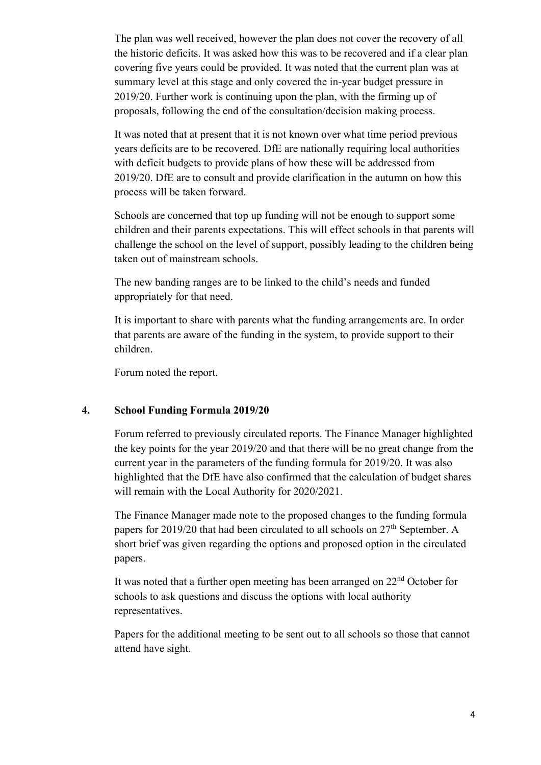The plan was well received, however the plan does not cover the recovery of all the historic deficits. It was asked how this was to be recovered and if a clear plan covering five years could be provided. It was noted that the current plan was at summary level at this stage and only covered the in-year budget pressure in 2019/20. Further work is continuing upon the plan, with the firming up of proposals, following the end of the consultation/decision making process.

It was noted that at present that it is not known over what time period previous years deficits are to be recovered. DfE are nationally requiring local authorities with deficit budgets to provide plans of how these will be addressed from 2019/20. DfE are to consult and provide clarification in the autumn on how this process will be taken forward.

Schools are concerned that top up funding will not be enough to support some children and their parents expectations. This will effect schools in that parents will challenge the school on the level of support, possibly leading to the children being taken out of mainstream schools.

The new banding ranges are to be linked to the child's needs and funded appropriately for that need.

It is important to share with parents what the funding arrangements are. In order that parents are aware of the funding in the system, to provide support to their children.

Forum noted the report.

## 4. School Funding Formula 2019/20

Forum referred to previously circulated reports. The Finance Manager highlighted the key points for the year 2019/20 and that there will be no great change from the current year in the parameters of the funding formula for 2019/20. It was also highlighted that the DfE have also confirmed that the calculation of budget shares will remain with the Local Authority for 2020/2021.

The Finance Manager made note to the proposed changes to the funding formula papers for 2019/20 that had been circulated to all schools on 27th September. A short brief was given regarding the options and proposed option in the circulated papers.

It was noted that a further open meeting has been arranged on 22nd October for schools to ask questions and discuss the options with local authority representatives.

Papers for the additional meeting to be sent out to all schools so those that cannot attend have sight.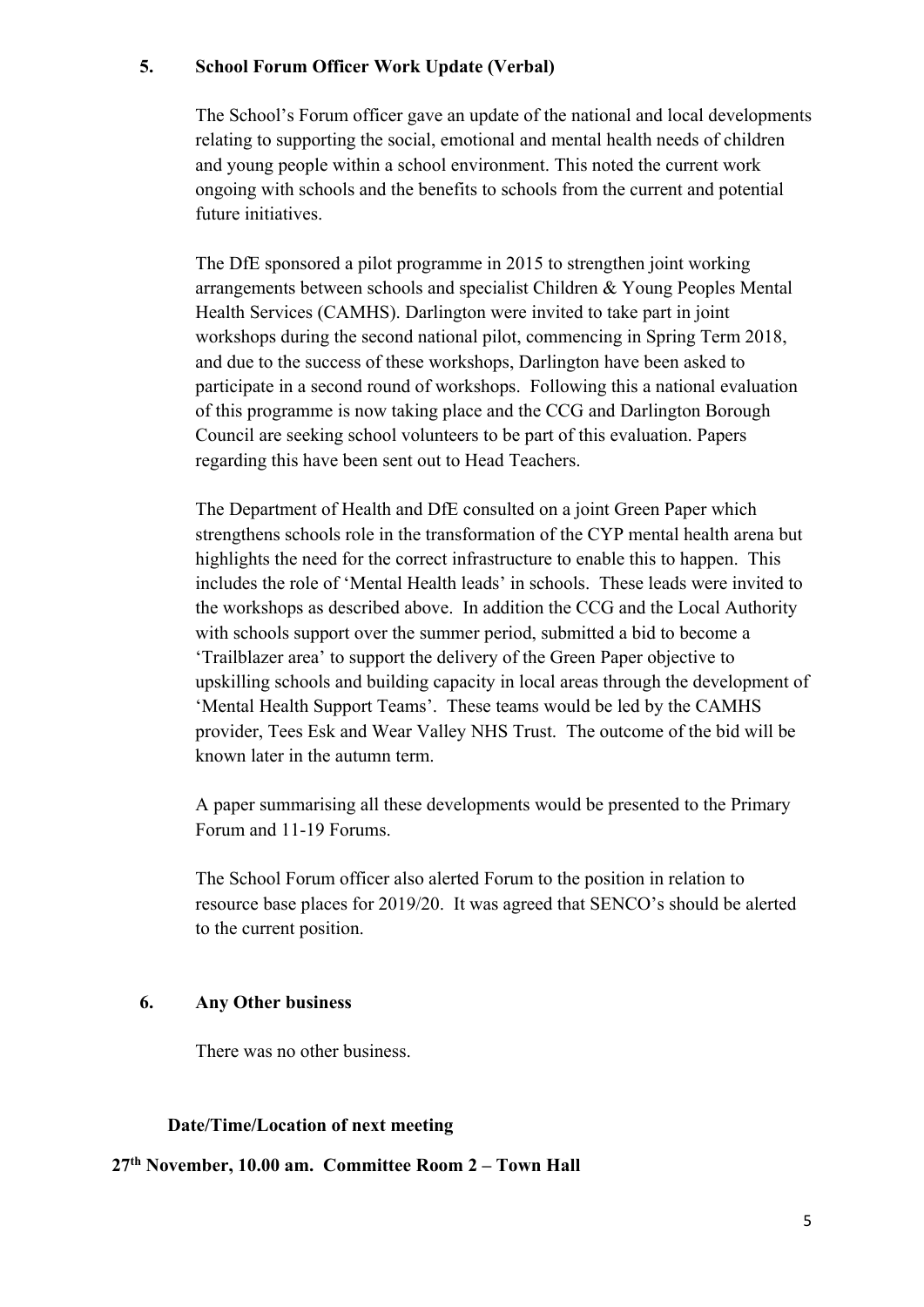## 5. School Forum Officer Work Update (Verbal)

The School's Forum officer gave an update of the national and local developments relating to supporting the social, emotional and mental health needs of children and young people within a school environment. This noted the current work ongoing with schools and the benefits to schools from the current and potential future initiatives.

The DfE sponsored a pilot programme in 2015 to strengthen joint working arrangements between schools and specialist Children & Young Peoples Mental Health Services (CAMHS). Darlington were invited to take part in joint workshops during the second national pilot, commencing in Spring Term 2018, and due to the success of these workshops, Darlington have been asked to participate in a second round of workshops. Following this a national evaluation of this programme is now taking place and the CCG and Darlington Borough Council are seeking school volunteers to be part of this evaluation. Papers regarding this have been sent out to Head Teachers.

The Department of Health and DfE consulted on a joint Green Paper which strengthens schools role in the transformation of the CYP mental health arena but highlights the need for the correct infrastructure to enable this to happen. This includes the role of 'Mental Health leads' in schools. These leads were invited to the workshops as described above. In addition the CCG and the Local Authority with schools support over the summer period, submitted a bid to become a 'Trailblazer area' to support the delivery of the Green Paper objective to upskilling schools and building capacity in local areas through the development of 'Mental Health Support Teams'. These teams would be led by the CAMHS provider, Tees Esk and Wear Valley NHS Trust. The outcome of the bid will be known later in the autumn term.

A paper summarising all these developments would be presented to the Primary Forum and 11-19 Forums.

The School Forum officer also alerted Forum to the position in relation to resource base places for 2019/20. It was agreed that SENCO's should be alerted to the current position.

## 6. Any Other business

There was no other business.

**Date/Time/Location of next meeting**

**27th November, 10.00 am. Committee Room 2 – Town Hall**